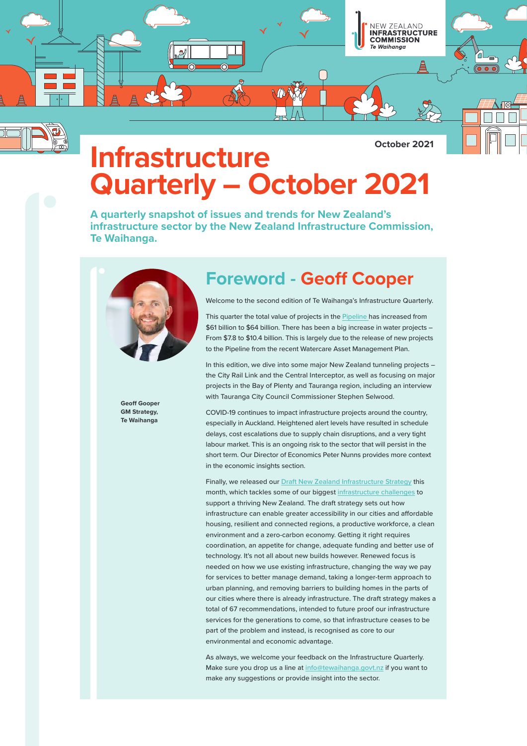October 2021

# Infrastructure Quarterly – October 2021

**A quarterly snapshot of issues and trends for New Zealand's infrastructure sector by the New Zealand Infrastructure Commission, Te Waihanga.**

## Foreword - Geoff Cooper

**Geoff Gooper**
**GM Strategy,**
**Te Waihanga**

Welcome to the second edition of Te Waihanga's Infrastructure Quarterly.

This quarter the total value of projects in the Pipeline has increased from $61 billion to $64 billion. There has been a big increase in water projects – From $7.8 to $10.4 billion. This is largely due to the release of new projects to the Pipeline from the recent Watercare Asset Management Plan.

In this edition, we dive into some major New Zealand tunneling projects – the City Rail Link and the Central Interceptor, as well as focusing on major projects in the Bay of Plenty and Tauranga region, including an interview with Tauranga City Council Commissioner Stephen Selwood.

COVID-19 continues to impact infrastructure projects around the country, especially in Auckland. Heightened alert levels have resulted in schedule delays, cost escalations due to supply chain disruptions, and a very tight labour market. This is an ongoing risk to the sector that will persist in the short term. Our Director of Economics Peter Nunns provides more context in the economic insights section.

Finally, we released our Draft New Zealand Infrastructure Strategy this month, which tackles some of our biggest infrastructure challenges to support a thriving New Zealand. The draft strategy sets out how infrastructure can enable greater accessibility in our cities and affordable housing, resilient and connected regions, a productive workforce, a clean environment and a zero-carbon economy. Getting it right requires coordination, an appetite for change, adequate funding and better use of technology. It's not all about new builds however. Renewed focus is needed on how we use existing infrastructure, changing the way we pay for services to better manage demand, taking a longer-term approach to urban planning, and removing barriers to building homes in the parts of our cities where there is already infrastructure. The draft strategy makes a total of 67 recommendations, intended to future proof our infrastructure services for the generations to come, so that infrastructure ceases to be part of the problem and instead, is recognised as core to our environmental and economic advantage.

As always, we welcome your feedback on the Infrastructure Quarterly. Make sure you drop us a line at info@tewaihanga.govt.nz if you want to make any suggestions or provide insight into the sector.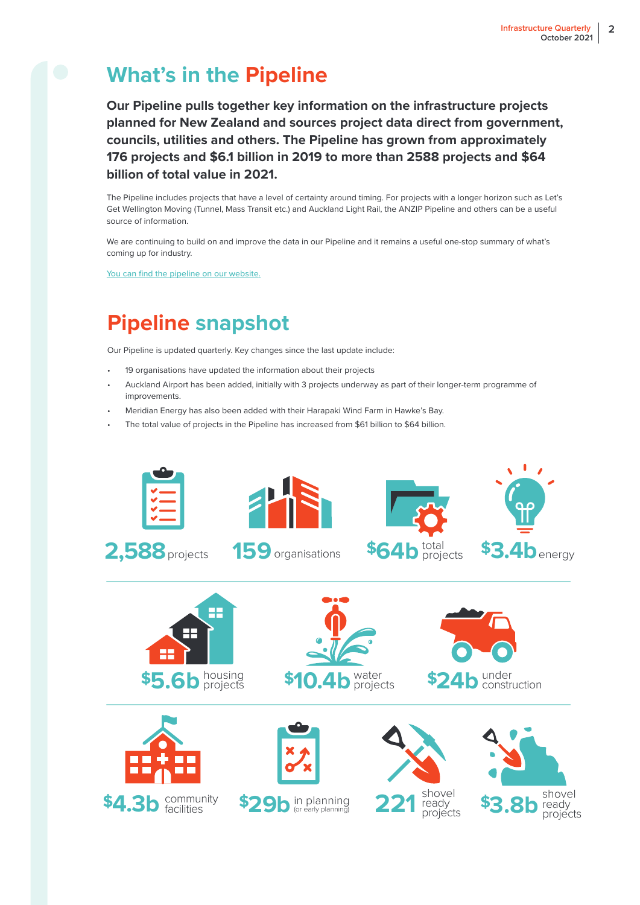# What's in the Pipeline

**Our Pipeline pulls together key information on the infrastructure projects planned for New Zealand and sources project data direct from government, councils, utilities and others. The Pipeline has grown from approximately 176 projects and $6.1 billion in 2019 to more than 2588 projects and $64 billion of total value in 2021.**

The Pipeline includes projects that have a level of certainty around timing. For projects with a longer horizon such as Let's Get Wellington Moving (Tunnel, Mass Transit etc.) and Auckland Light Rail, the ANZIP Pipeline and others can be a useful source of information.

We are continuing to build on and improve the data in our Pipeline and it remains a useful one-stop summary of what's coming up for industry.

You can find the pipeline on our website.

# Pipeline snapshot

Our Pipeline is updated quarterly. Key changes since the last update include:

- 19 organisations have updated the information about their projects
- Auckland Airport has been added, initially with 3 projects underway as part of their longer-term programme of improvements.
- Meridian Energy has also been added with their Harapaki Wind Farm in Hawke's Bay.
- The total value of projects in the Pipeline has increased from $61 billion to $64 billion.

**2,588** projects

**159** organisations

**$64b** total projects

**$3.4b** energy

**$5.6b** housing projects

**$10.4b** water projects

**$24b** under construction

**$4.3b** community facilities

**$29b** in planning (or early planning)

**221** shovel ready projects

**$3.8b** shovel ready projects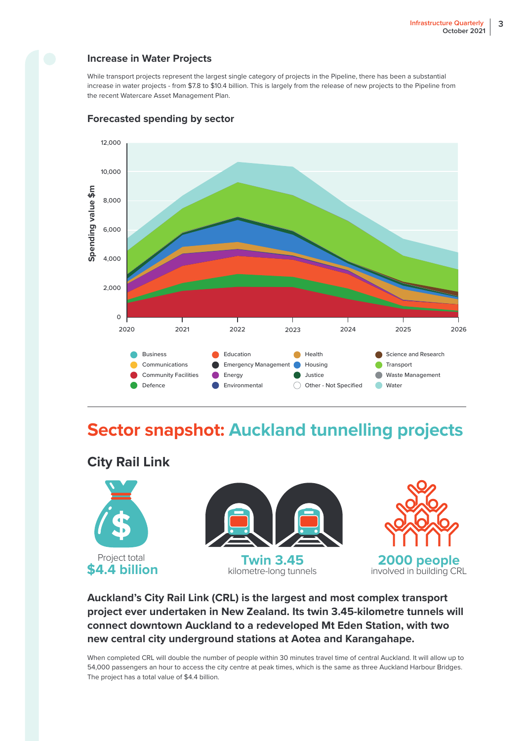## Increase in Water Projects

While transport projects represent the largest single category of projects in the Pipeline, there has been a substantial increase in water projects - from $7.8 to $10.4 billion. This is largely from the release of new projects to the Pipeline from the recent Watercare Asset Management Plan.

### Forecasted spending by sector

# Sector snapshot: Auckland tunnelling projects

## City Rail Link

Project total
**$4.4 billion**

**Twin 3.45**
kilometre-long tunnels

**2000 people**
involved in building CRL

**Auckland's City Rail Link (CRL) is the largest and most complex transport project ever undertaken in New Zealand. Its twin 3.45-kilometre tunnels will connect downtown Auckland to a redeveloped Mt Eden Station, with two new central city underground stations at Aotea and Karangahape.**

When completed CRL will double the number of people within 30 minutes travel time of central Auckland. It will allow up to 54,000 passengers an hour to access the city centre at peak times, which is the same as three Auckland Harbour Bridges. The project has a total value of $4.4 billion.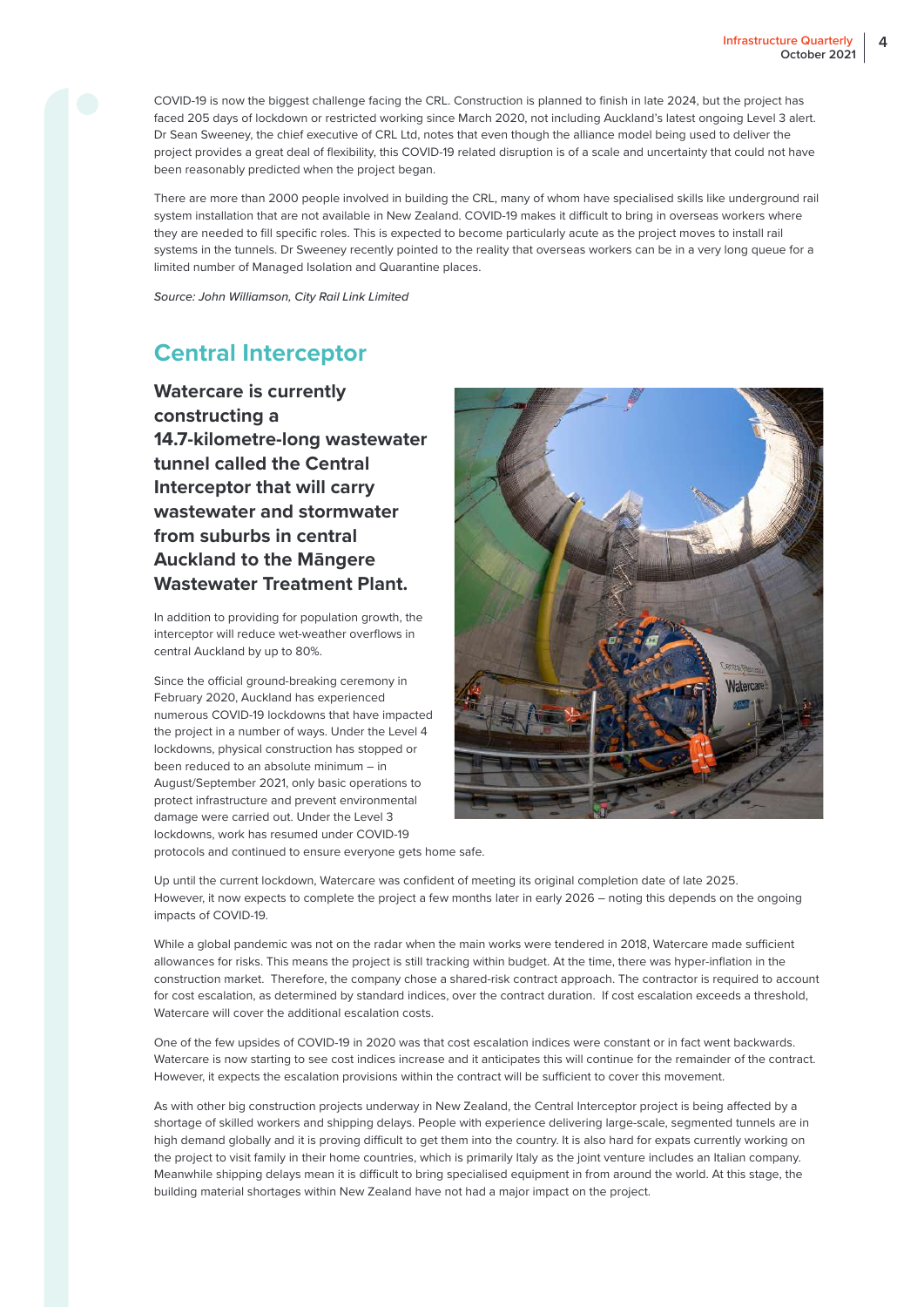COVID-19 is now the biggest challenge facing the CRL. Construction is planned to finish in late 2024, but the project has faced 205 days of lockdown or restricted working since March 2020, not including Auckland's latest ongoing Level 3 alert. Dr Sean Sweeney, the chief executive of CRL Ltd, notes that even though the alliance model being used to deliver the project provides a great deal of flexibility, this COVID-19 related disruption is of a scale and uncertainty that could not have been reasonably predicted when the project began.

There are more than 2000 people involved in building the CRL, many of whom have specialised skills like underground rail system installation that are not available in New Zealand. COVID-19 makes it difficult to bring in overseas workers where they are needed to fill specific roles. This is expected to become particularly acute as the project moves to install rail systems in the tunnels. Dr Sweeney recently pointed to the reality that overseas workers can be in a very long queue for a limited number of Managed Isolation and Quarantine places.

*Source: John Williamson, City Rail Link Limited*

## Central Interceptor

**Watercare is currently constructing a 14.7-kilometre-long wastewater tunnel called the Central Interceptor that will carry wastewater and stormwater from suburbs in central Auckland to the Māngere Wastewater Treatment Plant.**

In addition to providing for population growth, the interceptor will reduce wet-weather overflows in central Auckland by up to 80%.

Since the official ground-breaking ceremony in February 2020, Auckland has experienced numerous COVID-19 lockdowns that have impacted the project in a number of ways. Under the Level 4 lockdowns, physical construction has stopped or been reduced to an absolute minimum – in August/September 2021, only basic operations to protect infrastructure and prevent environmental damage were carried out. Under the Level 3 lockdowns, work has resumed under COVID-19 protocols and continued to ensure everyone gets home safe.

Up until the current lockdown, Watercare was confident of meeting its original completion date of late 2025. However, it now expects to complete the project a few months later in early 2026 – noting this depends on the ongoing impacts of COVID-19.

While a global pandemic was not on the radar when the main works were tendered in 2018, Watercare made sufficient allowances for risks. This means the project is still tracking within budget. At the time, there was hyper-inflation in the construction market. Therefore, the company chose a shared-risk contract approach. The contractor is required to account for cost escalation, as determined by standard indices, over the contract duration. If cost escalation exceeds a threshold, Watercare will cover the additional escalation costs.

One of the few upsides of COVID-19 in 2020 was that cost escalation indices were constant or in fact went backwards. Watercare is now starting to see cost indices increase and it anticipates this will continue for the remainder of the contract. However, it expects the escalation provisions within the contract will be sufficient to cover this movement.

As with other big construction projects underway in New Zealand, the Central Interceptor project is being affected by a shortage of skilled workers and shipping delays. People with experience delivering large-scale, segmented tunnels are in high demand globally and it is proving difficult to get them into the country. It is also hard for expats currently working on the project to visit family in their home countries, which is primarily Italy as the joint venture includes an Italian company. Meanwhile shipping delays mean it is difficult to bring specialised equipment in from around the world. At this stage, the building material shortages within New Zealand have not had a major impact on the project.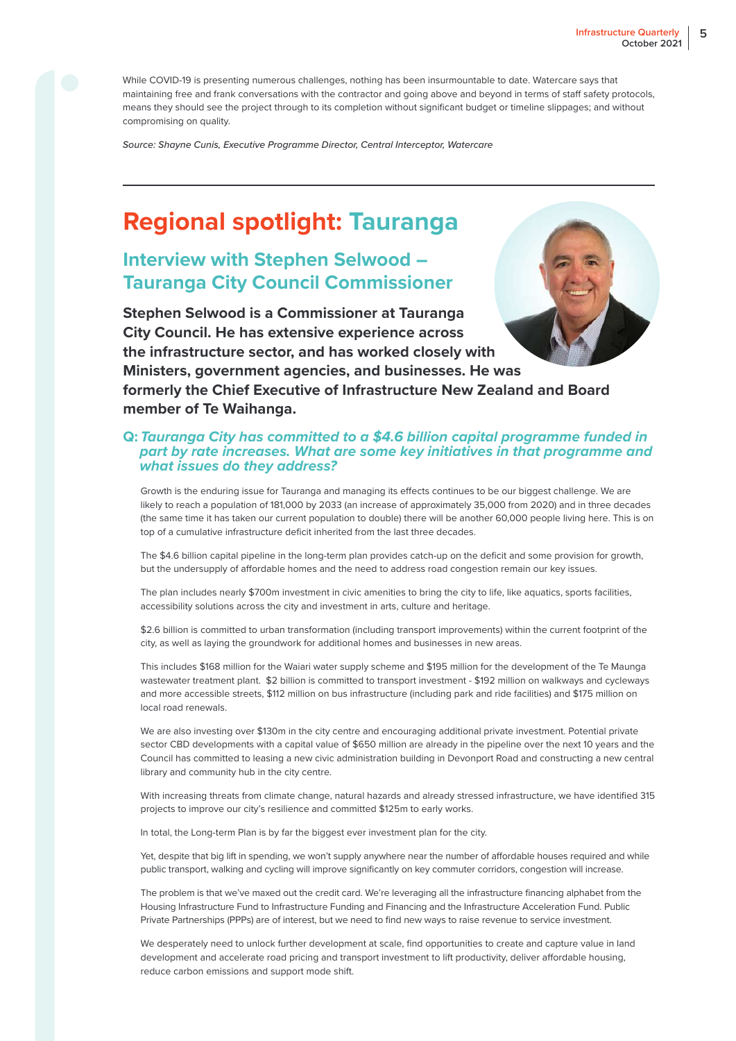While COVID-19 is presenting numerous challenges, nothing has been insurmountable to date. Watercare says that maintaining free and frank conversations with the contractor and going above and beyond in terms of staff safety protocols, means they should see the project through to its completion without significant budget or timeline slippages; and without compromising on quality.

*Source: Shayne Cunis, Executive Programme Director, Central Interceptor, Watercare*

---

# Regional spotlight: Tauranga

## Interview with Stephen Selwood – Tauranga City Council Commissioner

**Stephen Selwood is a Commissioner at Tauranga City Council. He has extensive experience across the infrastructure sector, and has worked closely with Ministers, government agencies, and businesses. He was formerly the Chief Executive of Infrastructure New Zealand and Board member of Te Waihanga.**

### Q: *Tauranga City has committed to a $4.6 billion capital programme funded in part by rate increases. What are some key initiatives in that programme and what issues do they address?*

Growth is the enduring issue for Tauranga and managing its effects continues to be our biggest challenge. We are likely to reach a population of 181,000 by 2033 (an increase of approximately 35,000 from 2020) and in three decades (the same time it has taken our current population to double) there will be another 60,000 people living here. This is on top of a cumulative infrastructure deficit inherited from the last three decades.

The $4.6 billion capital pipeline in the long-term plan provides catch-up on the deficit and some provision for growth, but the undersupply of affordable homes and the need to address road congestion remain our key issues.

The plan includes nearly $700m investment in civic amenities to bring the city to life, like aquatics, sports facilities, accessibility solutions across the city and investment in arts, culture and heritage.

$2.6 billion is committed to urban transformation (including transport improvements) within the current footprint of the city, as well as laying the groundwork for additional homes and businesses in new areas.

This includes $168 million for the Waiari water supply scheme and $195 million for the development of the Te Maunga wastewater treatment plant. $2 billion is committed to transport investment - $192 million on walkways and cycleways and more accessible streets, $112 million on bus infrastructure (including park and ride facilities) and $175 million on local road renewals.

We are also investing over $130m in the city centre and encouraging additional private investment. Potential private sector CBD developments with a capital value of $650 million are already in the pipeline over the next 10 years and the Council has committed to leasing a new civic administration building in Devonport Road and constructing a new central library and community hub in the city centre.

With increasing threats from climate change, natural hazards and already stressed infrastructure, we have identified 315 projects to improve our city's resilience and committed $125m to early works.

In total, the Long-term Plan is by far the biggest ever investment plan for the city.

Yet, despite that big lift in spending, we won't supply anywhere near the number of affordable houses required and while public transport, walking and cycling will improve significantly on key commuter corridors, congestion will increase.

The problem is that we've maxed out the credit card. We're leveraging all the infrastructure financing alphabet from the Housing Infrastructure Fund to Infrastructure Funding and Financing and the Infrastructure Acceleration Fund. Public Private Partnerships (PPPs) are of interest, but we need to find new ways to raise revenue to service investment.

We desperately need to unlock further development at scale, find opportunities to create and capture value in land development and accelerate road pricing and transport investment to lift productivity, deliver affordable housing, reduce carbon emissions and support mode shift.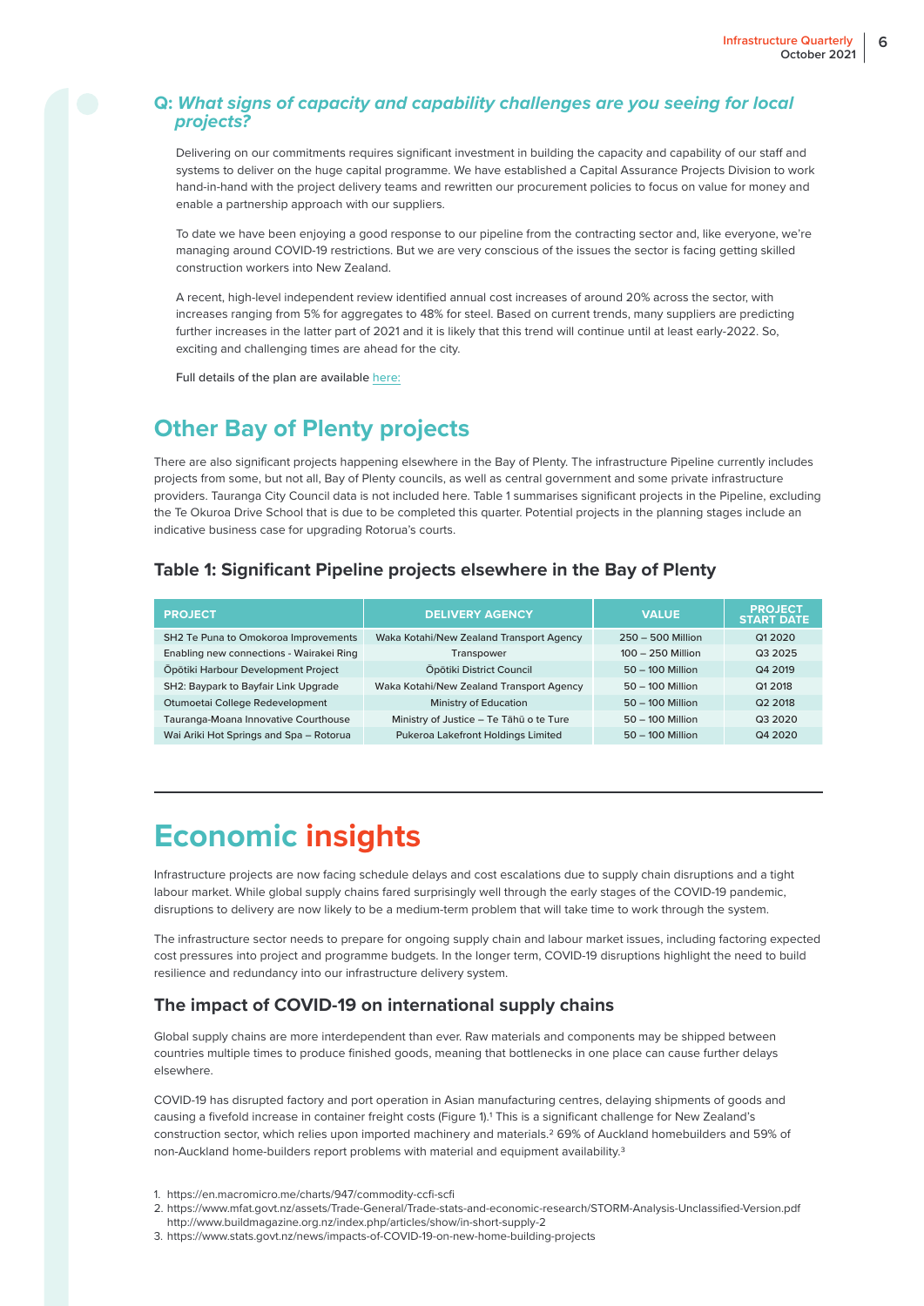**Q:** ***What signs of capacity and capability challenges are you seeing for local projects?***

Delivering on our commitments requires significant investment in building the capacity and capability of our staff and systems to deliver on the huge capital programme. We have established a Capital Assurance Projects Division to work hand-in-hand with the project delivery teams and rewritten our procurement policies to focus on value for money and enable a partnership approach with our suppliers.

To date we have been enjoying a good response to our pipeline from the contracting sector and, like everyone, we're managing around COVID-19 restrictions. But we are very conscious of the issues the sector is facing getting skilled construction workers into New Zealand.

A recent, high-level independent review identified annual cost increases of around 20% across the sector, with increases ranging from 5% for aggregates to 48% for steel. Based on current trends, many suppliers are predicting further increases in the latter part of 2021 and it is likely that this trend will continue until at least early-2022. So, exciting and challenging times are ahead for the city.

Full details of the plan are available here:

## Other Bay of Plenty projects

There are also significant projects happening elsewhere in the Bay of Plenty. The infrastructure Pipeline currently includes projects from some, but not all, Bay of Plenty councils, as well as central government and some private infrastructure providers. Tauranga City Council data is not included here. Table 1 summarises significant projects in the Pipeline, excluding the Te Okuroa Drive School that is due to be completed this quarter. Potential projects in the planning stages include an indicative business case for upgrading Rotorua's courts.

### Table 1: Significant Pipeline projects elsewhere in the Bay of Plenty

| PROJECT | DELIVERY AGENCY | VALUE | PROJECT START DATE |
|---|---|---|---|
| SH2 Te Puna to Omokoroa Improvements | Waka Kotahi/New Zealand Transport Agency | 250 – 500 Million | Q1 2020 |
| Enabling new connections - Wairakei Ring | Transpower | 100 – 250 Million | Q3 2025 |
| Ōpōtiki Harbour Development Project | Ōpōtiki District Council | 50 – 100 Million | Q4 2019 |
| SH2: Baypark to Bayfair Link Upgrade | Waka Kotahi/New Zealand Transport Agency | 50 – 100 Million | Q1 2018 |
| Otumoetai College Redevelopment | Ministry of Education | 50 – 100 Million | Q2 2018 |
| Tauranga-Moana Innovative Courthouse | Ministry of Justice – Te Tāhū o te Ture | 50 – 100 Million | Q3 2020 |
| Wai Ariki Hot Springs and Spa – Rotorua | Pukeroa Lakefront Holdings Limited | 50 – 100 Million | Q4 2020 |

# Economic insights

Infrastructure projects are now facing schedule delays and cost escalations due to supply chain disruptions and a tight labour market. While global supply chains fared surprisingly well through the early stages of the COVID-19 pandemic, disruptions to delivery are now likely to be a medium-term problem that will take time to work through the system.

The infrastructure sector needs to prepare for ongoing supply chain and labour market issues, including factoring expected cost pressures into project and programme budgets. In the longer term, COVID-19 disruptions highlight the need to build resilience and redundancy into our infrastructure delivery system.

### The impact of COVID-19 on international supply chains

Global supply chains are more interdependent than ever. Raw materials and components may be shipped between countries multiple times to produce finished goods, meaning that bottlenecks in one place can cause further delays elsewhere.

COVID-19 has disrupted factory and port operation in Asian manufacturing centres, delaying shipments of goods and causing a fivefold increase in container freight costs (Figure 1).[1] This is a significant challenge for New Zealand's construction sector, which relies upon imported machinery and materials.[2] 69% of Auckland homebuilders and 59% of non-Auckland home-builders report problems with material and equipment availability.[3]

1. https://en.macromicro.me/charts/947/commodity-ccfi-scfi
2. https://www.mfat.govt.nz/assets/Trade-General/Trade-stats-and-economic-research/STORM-Analysis-Unclassified-Version.pdf http://www.buildmagazine.org.nz/index.php/articles/show/in-short-supply-2
3. https://www.stats.govt.nz/news/impacts-of-COVID-19-on-new-home-building-projects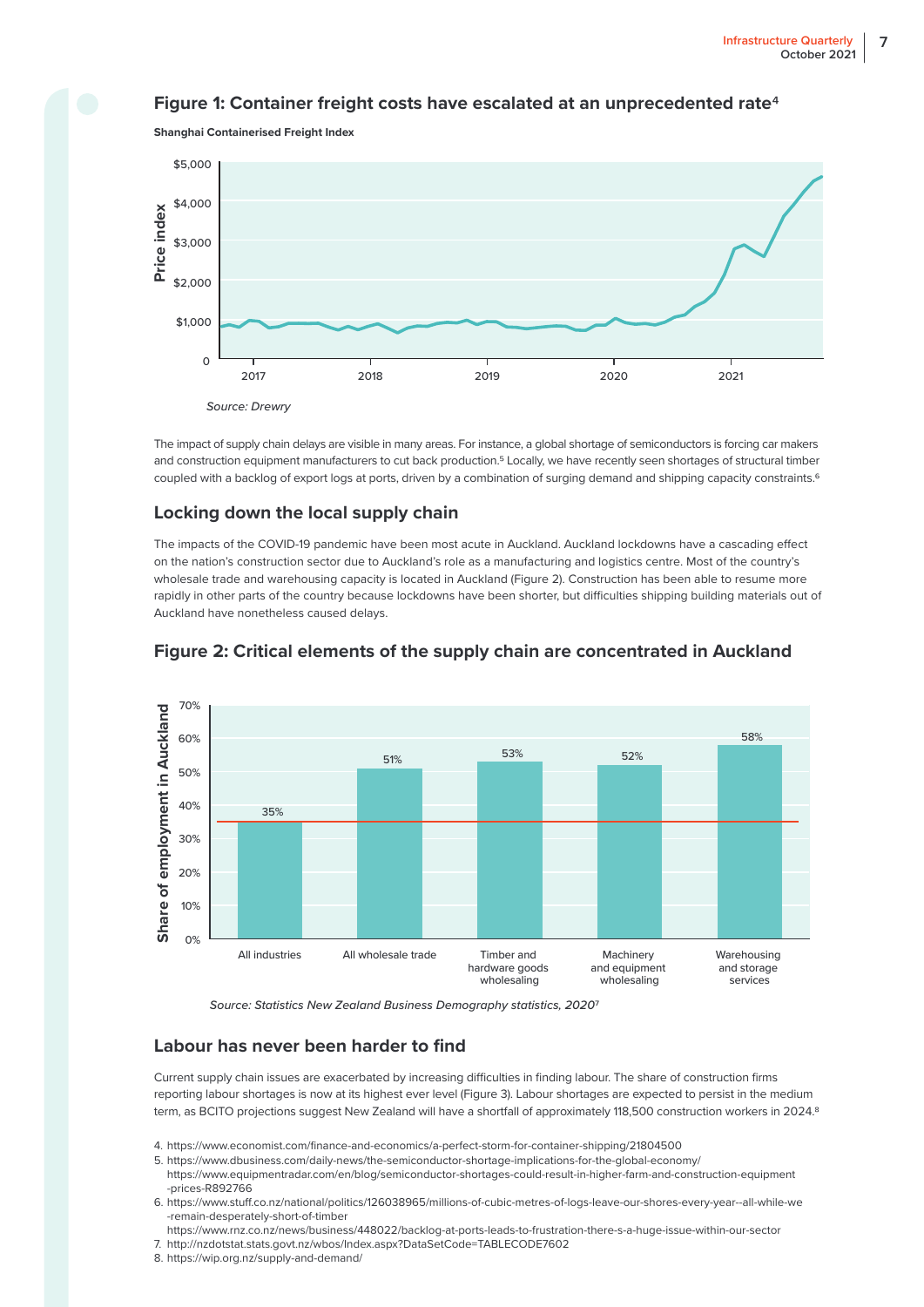## Figure 1: Container freight costs have escalated at an unprecedented rate[4]

**Shanghai Containerised Freight Index**

*Source: Drewry*

The impact of supply chain delays are visible in many areas. For instance, a global shortage of semiconductors is forcing car makers and construction equipment manufacturers to cut back production.[5] Locally, we have recently seen shortages of structural timber coupled with a backlog of export logs at ports, driven by a combination of surging demand and shipping capacity constraints.[6]

## Locking down the local supply chain

The impacts of the COVID-19 pandemic have been most acute in Auckland. Auckland lockdowns have a cascading effect on the nation's construction sector due to Auckland's role as a manufacturing and logistics centre. Most of the country's wholesale trade and warehousing capacity is located in Auckland (Figure 2). Construction has been able to resume more rapidly in other parts of the country because lockdowns have been shorter, but difficulties shipping building materials out of Auckland have nonetheless caused delays.

## Figure 2: Critical elements of the supply chain are concentrated in Auckland

| | Share of employment in Auckland |
|---|---|
| All industries | 35% |
| All wholesale trade | 51% |
| Timber and hardware goods wholesaling | 53% |
| Machinery and equipment wholesaling | 52% |
| Warehousing and storage services | 58% |

*Source: Statistics New Zealand Business Demography statistics, 2020*[7]

## Labour has never been harder to find

Current supply chain issues are exacerbated by increasing difficulties in finding labour. The share of construction firms reporting labour shortages is now at its highest ever level (Figure 3). Labour shortages are expected to persist in the medium term, as BCITO projections suggest New Zealand will have a shortfall of approximately 118,500 construction workers in 2024.[8]

4. https://www.economist.com/finance-and-economics/a-perfect-storm-for-container-shipping/21804500
5. https://www.dbusiness.com/daily-news/the-semiconductor-shortage-implications-for-the-global-economy/
   https://www.equipmentradar.com/en/blog/semiconductor-shortages-could-result-in-higher-farm-and-construction-equipment-prices-R892766
6. https://www.stuff.co.nz/national/politics/126038965/millions-of-cubic-metres-of-logs-leave-our-shores-every-year--all-while-we-remain-desperately-short-of-timber
   https://www.rnz.co.nz/news/business/448022/backlog-at-ports-leads-to-frustration-there-s-a-huge-issue-within-our-sector
7. http://nzdotstat.stats.govt.nz/wbos/Index.aspx?DataSetCode=TABLECODE7602
8. https://wip.org.nz/supply-and-demand/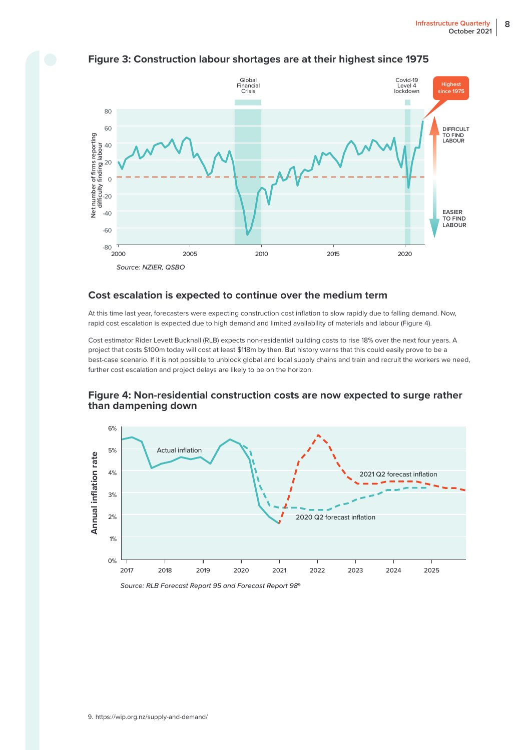## Figure 3: Construction labour shortages are at their highest since 1975

Global Financial Crisis
Covid-19 Level 4 lockdown
Highest since 1975

Net number of firms reporting difficulty finding labour

80
60
40
20
0
-20
-40
-60
-80

2000
2005
2010
2015
2020

DIFFICULT TO FIND LABOUR

EASIER TO FIND LABOUR

*Source: NZIER, QSBO*

## Cost escalation is expected to continue over the medium term

At this time last year, forecasters were expecting construction cost inflation to slow rapidly due to falling demand. Now, rapid cost escalation is expected due to high demand and limited availability of materials and labour (Figure 4).

Cost estimator Rider Levett Bucknall (RLB) expects non-residential building costs to rise 18% over the next four years. A project that costs $100m today will cost at least $118m by then. But history warns that this could easily prove to be a best-case scenario. If it is not possible to unblock global and local supply chains and train and recruit the workers we need, further cost escalation and project delays are likely to be on the horizon.

## Figure 4: Non-residential construction costs are now expected to surge rather than dampening down

Annual inflation rate

6%
5%
4%
3%
2%
1%
0%

2017
2018
2019
2020
2021
2022
2023
2024
2025

Actual inflation

2021 Q2 forecast inflation

2020 Q2 forecast inflation

*Source: RLB Forecast Report 95 and Forecast Report 98*[9]

9. https://wip.org.nz/supply-and-demand/